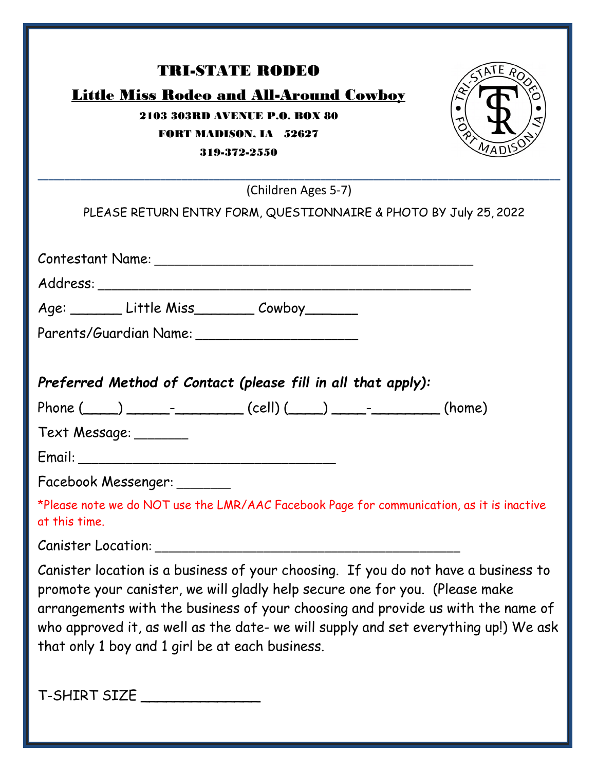# TRI-STATE RODEO

## Little Miss Rodeo and All-Around Cowboy

2103 303RD AVENUE P.O. BOX 80
FORT MADISON, IA 52627
319-372-2550

---

(Children Ages 5-7)

PLEASE RETURN ENTRY FORM, QUESTIONNAIRE & PHOTO BY July 25, 2022

Contestant Name: ________________________________________

Address: ______________________________________________

Age: ______ Little Miss_______ Cowboy______

Parents/Guardian Name: ____________________

***Preferred Method of Contact (please fill in all that apply):***

Phone (____) _____-________ (cell) (____) ____-________ (home)

Text Message: _______

Email: ________________________________

Facebook Messenger: _______

*Please note we do NOT use the LMR/AAC Facebook Page for communication, as it is inactive at this time.

Canister Location: ______________________________________

Canister location is a business of your choosing. If you do not have a business to promote your canister, we will gladly help secure one for you. (Please make arrangements with the business of your choosing and provide us with the name of who approved it, as well as the date- we will supply and set everything up!) We ask that only 1 boy and 1 girl be at each business.

T-SHIRT SIZE ______________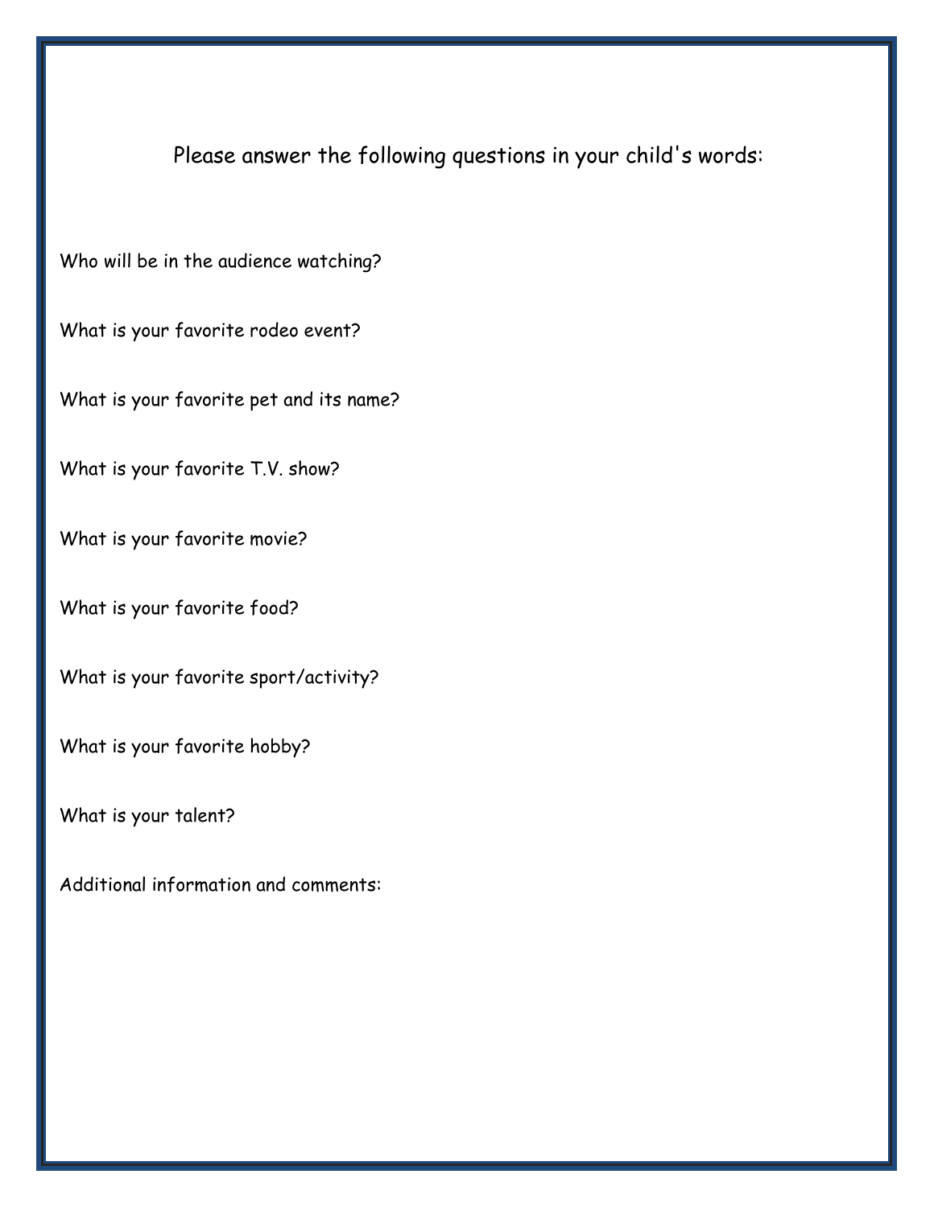Please answer the following questions in your child's words:

Who will be in the audience watching?

What is your favorite rodeo event?

What is your favorite pet and its name?

What is your favorite T.V. show?

What is your favorite movie?

What is your favorite food?

What is your favorite sport/activity?

What is your favorite hobby?

What is your talent?

Additional information and comments: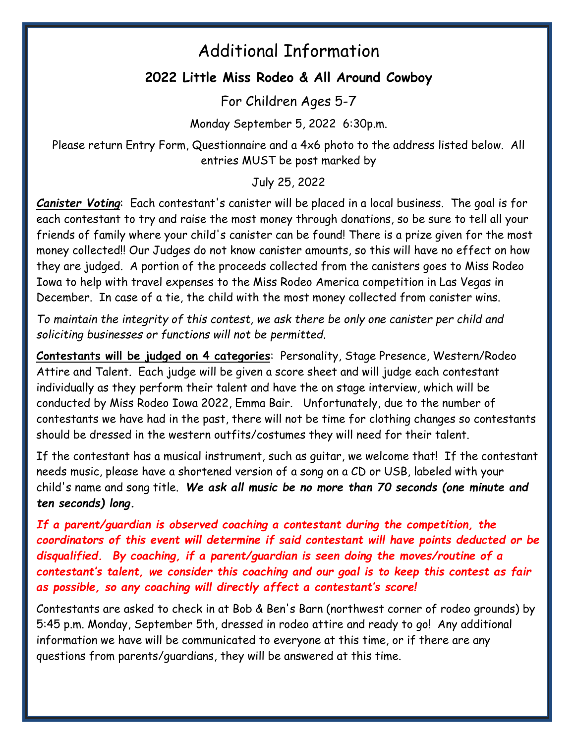# Additional Information

## 2022 Little Miss Rodeo & All Around Cowboy

For Children Ages 5-7

Monday September 5, 2022 6:30p.m.

Please return Entry Form, Questionnaire and a 4x6 photo to the address listed below. All entries MUST be post marked by

July 25, 2022

***Canister Voting***: Each contestant's canister will be placed in a local business. The goal is for each contestant to try and raise the most money through donations, so be sure to tell all your friends of family where your child's canister can be found! There is a prize given for the most money collected!! Our Judges do not know canister amounts, so this will have no effect on how they are judged. A portion of the proceeds collected from the canisters goes to Miss Rodeo Iowa to help with travel expenses to the Miss Rodeo America competition in Las Vegas in December. In case of a tie, the child with the most money collected from canister wins.

*To maintain the integrity of this contest, we ask there be only one canister per child and soliciting businesses or functions will not be permitted.*

**Contestants will be judged on 4 categories**: Personality, Stage Presence, Western/Rodeo Attire and Talent. Each judge will be given a score sheet and will judge each contestant individually as they perform their talent and have the on stage interview, which will be conducted by Miss Rodeo Iowa 2022, Emma Bair. Unfortunately, due to the number of contestants we have had in the past, there will not be time for clothing changes so contestants should be dressed in the western outfits/costumes they will need for their talent.

If the contestant has a musical instrument, such as guitar, we welcome that! If the contestant needs music, please have a shortened version of a song on a CD or USB, labeled with your child's name and song title. ***We ask all music be no more than 70 seconds (one minute and ten seconds) long.***

***If a parent/guardian is observed coaching a contestant during the competition, the coordinators of this event will determine if said contestant will have points deducted or be disqualified. By coaching, if a parent/guardian is seen doing the moves/routine of a contestant's talent, we consider this coaching and our goal is to keep this contest as fair as possible, so any coaching will directly affect a contestant's score!***

Contestants are asked to check in at Bob & Ben's Barn (northwest corner of rodeo grounds) by 5:45 p.m. Monday, September 5th, dressed in rodeo attire and ready to go! Any additional information we have will be communicated to everyone at this time, or if there are any questions from parents/guardians, they will be answered at this time.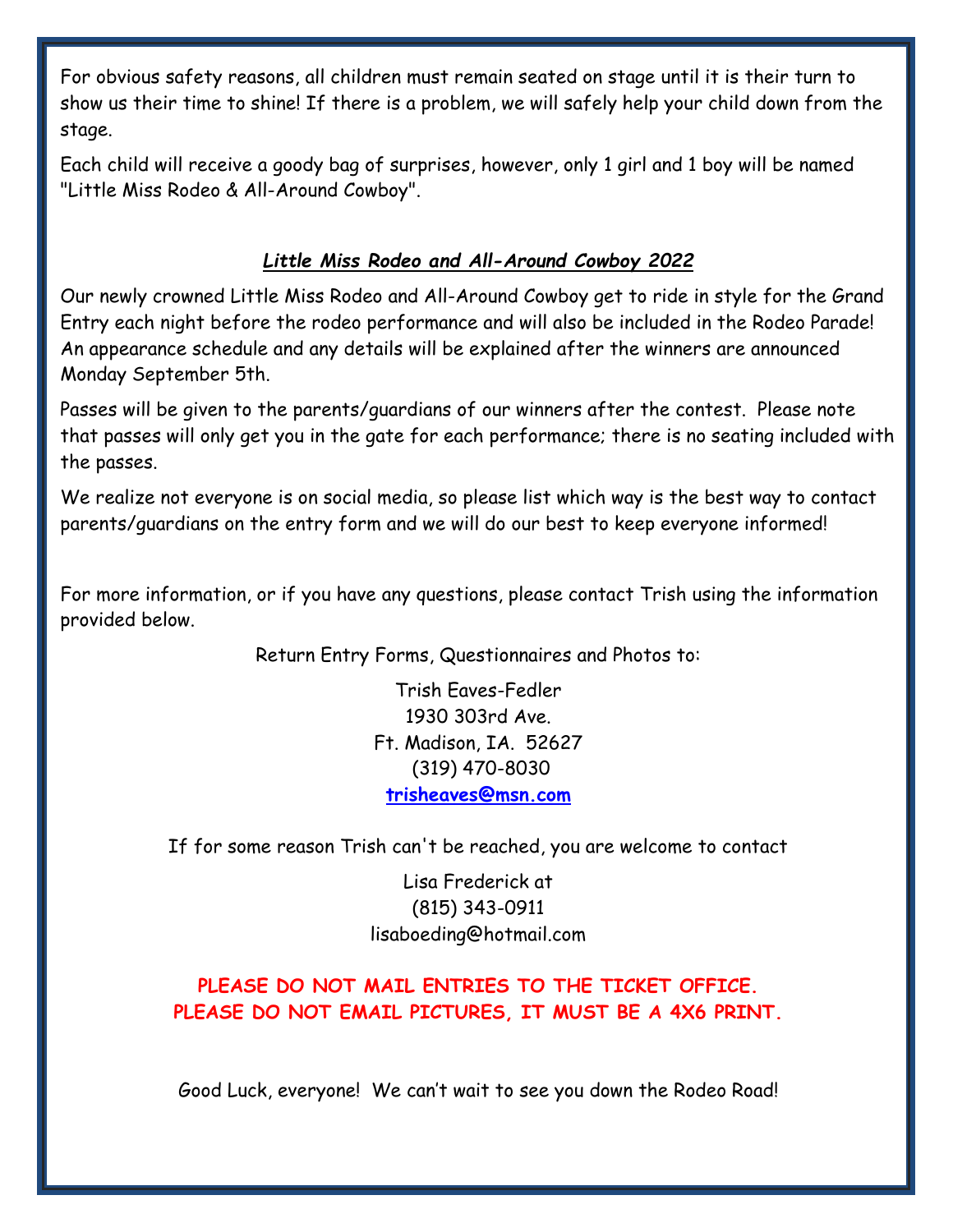For obvious safety reasons, all children must remain seated on stage until it is their turn to show us their time to shine! If there is a problem, we will safely help your child down from the stage.

Each child will receive a goody bag of surprises, however, only 1 girl and 1 boy will be named "Little Miss Rodeo & All-Around Cowboy".

## ***Little Miss Rodeo and All-Around Cowboy 2022***

Our newly crowned Little Miss Rodeo and All-Around Cowboy get to ride in style for the Grand Entry each night before the rodeo performance and will also be included in the Rodeo Parade! An appearance schedule and any details will be explained after the winners are announced Monday September 5th.

Passes will be given to the parents/guardians of our winners after the contest. Please note that passes will only get you in the gate for each performance; there is no seating included with the passes.

We realize not everyone is on social media, so please list which way is the best way to contact parents/guardians on the entry form and we will do our best to keep everyone informed!

For more information, or if you have any questions, please contact Trish using the information provided below.

Return Entry Forms, Questionnaires and Photos to:

Trish Eaves-Fedler
1930 303rd Ave.
Ft. Madison, IA. 52627
(319) 470-8030
trisheaves@msn.com

If for some reason Trish can't be reached, you are welcome to contact

Lisa Frederick at
(815) 343-0911
lisaboeding@hotmail.com

**PLEASE DO NOT MAIL ENTRIES TO THE TICKET OFFICE.**
**PLEASE DO NOT EMAIL PICTURES, IT MUST BE A 4X6 PRINT.**

Good Luck, everyone! We can't wait to see you down the Rodeo Road!